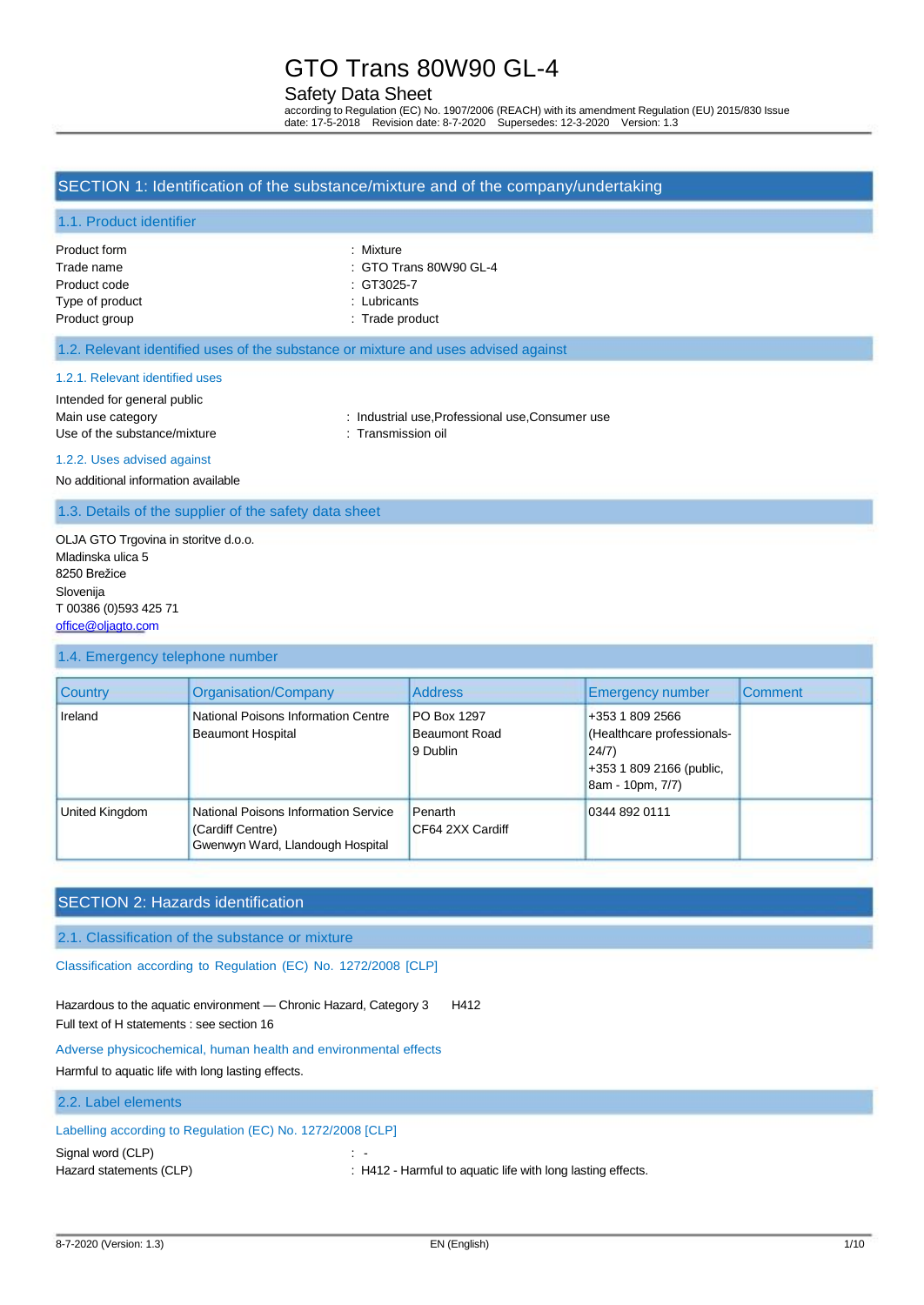# GTO Trans 80W90 GL-4

## Safety Data Sheet

according to Regulation (EC) No. 1907/2006 (REACH) with its amendment Regulation (EU) 2015/830 Issue date: 17-5-2018 Revision date: 8-7-2020 Supersedes: 12-3-2020 Version: 1.3

## SECTION 1: Identification of the substance/mixture and of the company/undertaking

### 1.1. Product identifier

Product form : Mixture
Trade name : GTO Trans 80W90 GL-4
Product code : GT3025-7
Type of product : Lubricants
Product group : Trade product

### 1.2. Relevant identified uses of the substance or mixture and uses advised against

#### 1.2.1. Relevant identified uses

Intended for general public
Main use category : Industrial use,Professional use,Consumer use
Use of the substance/mixture : Transmission oil

#### 1.2.2. Uses advised against

No additional information available

### 1.3. Details of the supplier of the safety data sheet

OLJA GTO Trgovina in storitve d.o.o.
Mladinska ulica 5
8250 Brežice
Slovenija
T 00386 (0)593 425 71
office@oljagto.com

### 1.4. Emergency telephone number

| Country | Organisation/Company | Address | Emergency number | Comment |
|---|---|---|---|---|
| Ireland | National Poisons Information Centre Beaumont Hospital | PO Box 1297 Beaumont Road 9 Dublin | +353 1 809 2566 (Healthcare professionals-24/7) +353 1 809 2166 (public, 8am - 10pm, 7/7) | |
| United Kingdom | National Poisons Information Service (Cardiff Centre) Gwenwyn Ward, Llandough Hospital | Penarth CF64 2XX Cardiff | 0344 892 0111 | |

## SECTION 2: Hazards identification

### 2.1. Classification of the substance or mixture

#### Classification according to Regulation (EC) No. 1272/2008 [CLP]

Hazardous to the aquatic environment — Chronic Hazard, Category 3 H412
Full text of H statements : see section 16

#### Adverse physicochemical, human health and environmental effects

Harmful to aquatic life with long lasting effects.

### 2.2. Label elements

#### Labelling according to Regulation (EC) No. 1272/2008 [CLP]

Signal word (CLP) : -
Hazard statements (CLP) : H412 - Harmful to aquatic life with long lasting effects.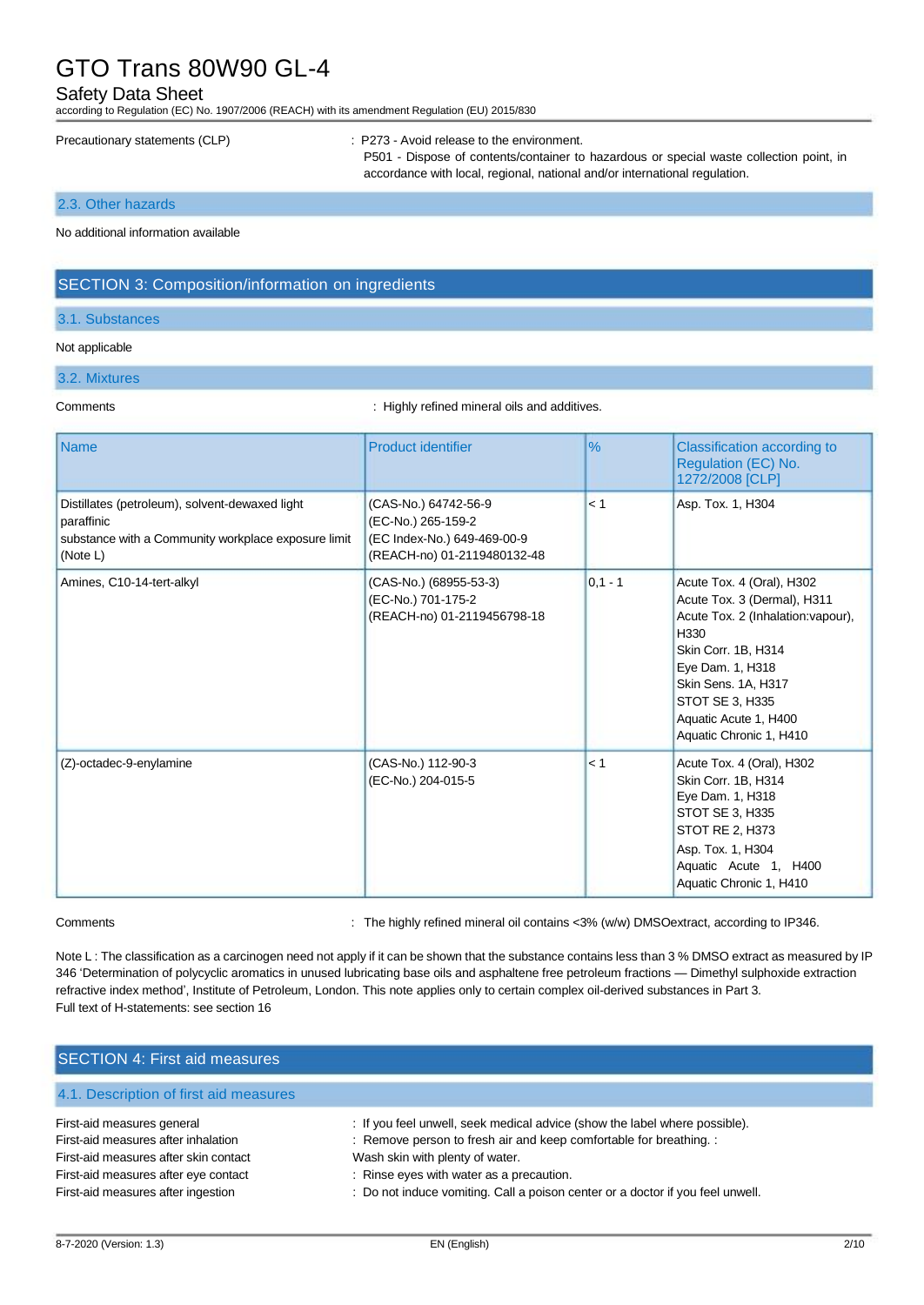Precautionary statements (CLP) : P273 - Avoid release to the environment.
P501 - Dispose of contents/container to hazardous or special waste collection point, in accordance with local, regional, national and/or international regulation.

### 2.3. Other hazards

No additional information available

## SECTION 3: Composition/information on ingredients

### 3.1. Substances

Not applicable

### 3.2. Mixtures

Comments : Highly refined mineral oils and additives.

| Name | Product identifier | % | Classification according to Regulation (EC) No. 1272/2008 [CLP] |
|---|---|---|---|
| Distillates (petroleum), solvent-dewaxed light paraffinic<br>substance with a Community workplace exposure limit (Note L) | (CAS-No.) 64742-56-9<br>(EC-No.) 265-159-2<br>(EC Index-No.) 649-469-00-9<br>(REACH-no) 01-2119480132-48 | < 1 | Asp. Tox. 1, H304 |
| Amines, C10-14-tert-alkyl | (CAS-No.) (68955-53-3)<br>(EC-No.) 701-175-2<br>(REACH-no) 01-2119456798-18 | 0,1 - 1 | Acute Tox. 4 (Oral), H302<br>Acute Tox. 3 (Dermal), H311<br>Acute Tox. 2 (Inhalation:vapour), H330<br>Skin Corr. 1B, H314<br>Eye Dam. 1, H318<br>Skin Sens. 1A, H317<br>STOT SE 3, H335<br>Aquatic Acute 1, H400<br>Aquatic Chronic 1, H410 |
| (Z)-octadec-9-enylamine | (CAS-No.) 112-90-3<br>(EC-No.) 204-015-5 | < 1 | Acute Tox. 4 (Oral), H302<br>Skin Corr. 1B, H314<br>Eye Dam. 1, H318<br>STOT SE 3, H335<br>STOT RE 2, H373<br>Asp. Tox. 1, H304<br>Aquatic Acute 1, H400<br>Aquatic Chronic 1, H410 |

Comments : The highly refined mineral oil contains <3% (w/w) DMSOextract, according to IP346.

Note L : The classification as a carcinogen need not apply if it can be shown that the substance contains less than 3 % DMSO extract as measured by IP 346 'Determination of polycyclic aromatics in unused lubricating base oils and asphaltene free petroleum fractions — Dimethyl sulphoxide extraction refractive index method', Institute of Petroleum, London. This note applies only to certain complex oil-derived substances in Part 3.
Full text of H-statements: see section 16

## SECTION 4: First aid measures

### 4.1. Description of first aid measures

First-aid measures general : If you feel unwell, seek medical advice (show the label where possible).
First-aid measures after inhalation : Remove person to fresh air and keep comfortable for breathing.
First-aid measures after skin contact : Wash skin with plenty of water.
First-aid measures after eye contact : Rinse eyes with water as a precaution.
First-aid measures after ingestion : Do not induce vomiting. Call a poison center or a doctor if you feel unwell.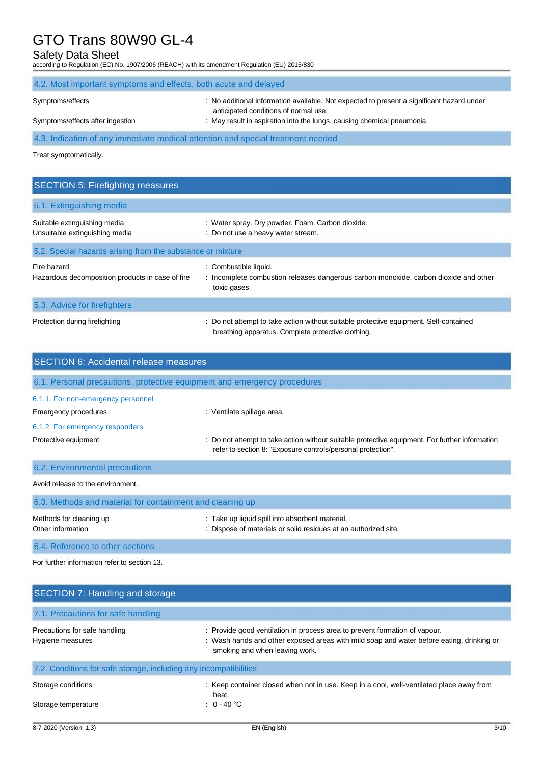### 4.2. Most important symptoms and effects, both acute and delayed

| | |
|---|---|
| Symptoms/effects | : No additional information available. Not expected to present a significant hazard under anticipated conditions of normal use. |
| Symptoms/effects after ingestion | : May result in aspiration into the lungs, causing chemical pneumonia. |

### 4.3. Indication of any immediate medical attention and special treatment needed

Treat symptomatically.

## SECTION 5: Firefighting measures

### 5.1. Extinguishing media

| | |
|---|---|
| Suitable extinguishing media | : Water spray. Dry powder. Foam. Carbon dioxide. |
| Unsuitable extinguishing media | : Do not use a heavy water stream. |

### 5.2. Special hazards arising from the substance or mixture

| | |
|---|---|
| Fire hazard | : Combustible liquid. |
| Hazardous decomposition products in case of fire | : Incomplete combustion releases dangerous carbon monoxide, carbon dioxide and other toxic gases. |

### 5.3. Advice for firefighters

| | |
|---|---|
| Protection during firefighting | : Do not attempt to take action without suitable protective equipment. Self-contained breathing apparatus. Complete protective clothing. |

## SECTION 6: Accidental release measures

### 6.1. Personal precautions, protective equipment and emergency procedures

#### 6.1.1. For non-emergency personnel

| | |
|---|---|
| Emergency procedures | : Ventilate spillage area. |

#### 6.1.2. For emergency responders

| | |
|---|---|
| Protective equipment | : Do not attempt to take action without suitable protective equipment. For further information refer to section 8: "Exposure controls/personal protection". |

### 6.2. Environmental precautions

Avoid release to the environment.

### 6.3. Methods and material for containment and cleaning up

| | |
|---|---|
| Methods for cleaning up | : Take up liquid spill into absorbent material. |
| Other information | : Dispose of materials or solid residues at an authorized site. |

### 6.4. Reference to other sections

For further information refer to section 13.

## SECTION 7: Handling and storage

### 7.1. Precautions for safe handling

| | |
|---|---|
| Precautions for safe handling | : Provide good ventilation in process area to prevent formation of vapour. |
| Hygiene measures | : Wash hands and other exposed areas with mild soap and water before eating, drinking or smoking and when leaving work. |

### 7.2. Conditions for safe storage, including any incompatibilities

| | |
|---|---|
| Storage conditions | : Keep container closed when not in use. Keep in a cool, well-ventilated place away from heat. |
| Storage temperature | : 0 - 40 °C |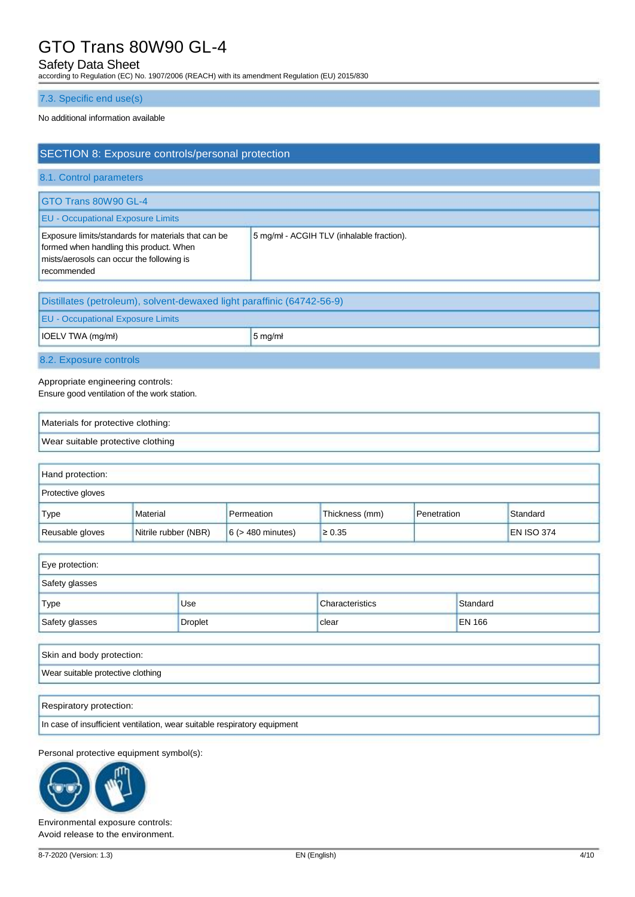### 7.3. Specific end use(s)

No additional information available

## SECTION 8: Exposure controls/personal protection

### 8.1. Control parameters

| GTO Trans 80W90 GL-4 | |
|---|---|
| **EU - Occupational Exposure Limits** | |
| Exposure limits/standards for materials that can be formed when handling this product. When mists/aerosols can occur the following is recommended | 5 mg/m³ - ACGIH TLV (inhalable fraction). |

| Distillates (petroleum), solvent-dewaxed light paraffinic (64742-56-9) | |
|---|---|
| **EU - Occupational Exposure Limits** | |
| IOELV TWA (mg/m³) | 5 mg/m³ |

### 8.2. Exposure controls

Appropriate engineering controls:
Ensure good ventilation of the work station.

| Materials for protective clothing: |
|---|
| Wear suitable protective clothing |

| Hand protection: | | | | | |
|---|---|---|---|---|---|
| Protective gloves | | | | | |
| Type | Material | Permeation | Thickness (mm) | Penetration | Standard |
| Reusable gloves | Nitrile rubber (NBR) | 6 (> 480 minutes) | ≥ 0.35 | | EN ISO 374 |

| Eye protection: | | | |
|---|---|---|---|
| Safety glasses | | | |
| Type | Use | Characteristics | Standard |
| Safety glasses | Droplet | clear | EN 166 |

| Skin and body protection: |
|---|
| Wear suitable protective clothing |

| Respiratory protection: |
|---|
| In case of insufficient ventilation, wear suitable respiratory equipment |

Personal protective equipment symbol(s):

Environmental exposure controls:
Avoid release to the environment.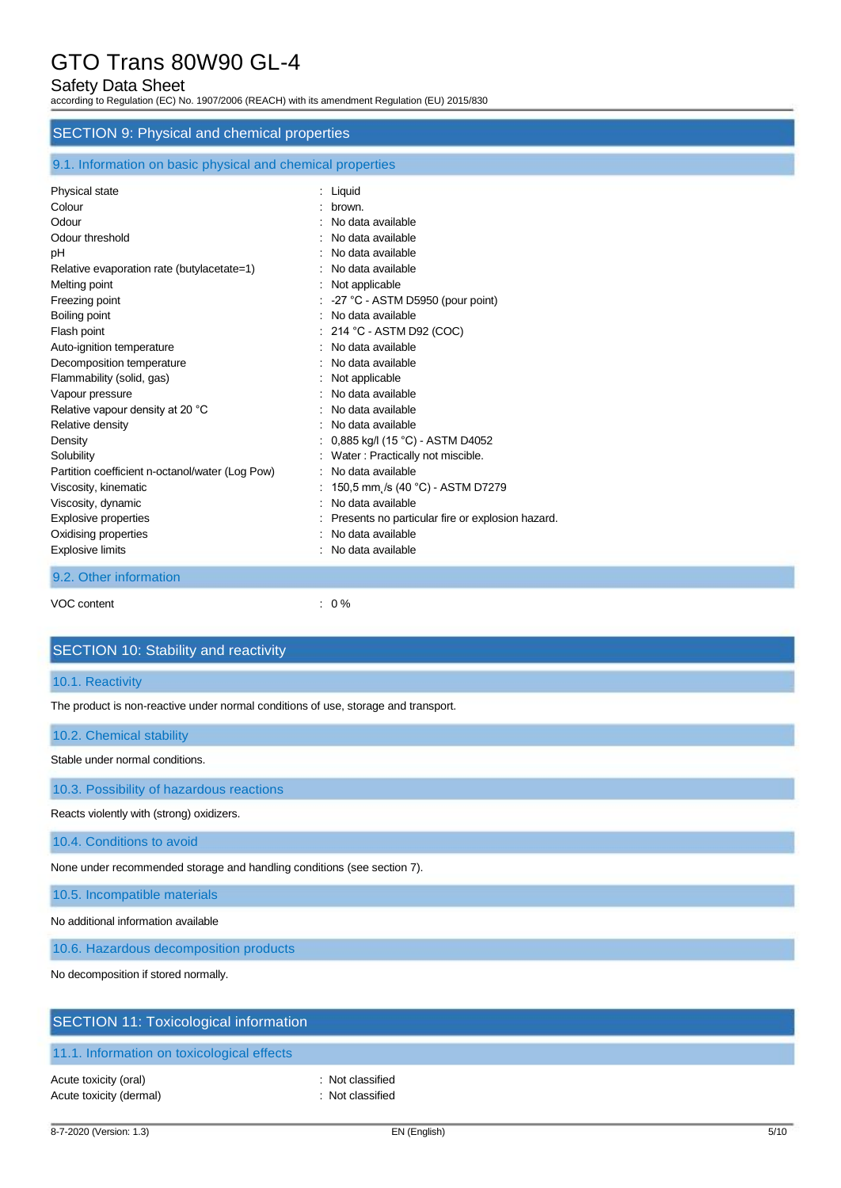## SECTION 9: Physical and chemical properties

### 9.1. Information on basic physical and chemical properties

| | |
|---|---|
| Physical state | : Liquid |
| Colour | : brown. |
| Odour | : No data available |
| Odour threshold | : No data available |
| pH | : No data available |
| Relative evaporation rate (butylacetate=1) | : No data available |
| Melting point | : Not applicable |
| Freezing point | : -27 °C - ASTM D5950 (pour point) |
| Boiling point | : No data available |
| Flash point | : 214 °C - ASTM D92 (COC) |
| Auto-ignition temperature | : No data available |
| Decomposition temperature | : No data available |
| Flammability (solid, gas) | : Not applicable |
| Vapour pressure | : No data available |
| Relative vapour density at 20 °C | : No data available |
| Relative density | : No data available |
| Density | : 0,885 kg/l (15 °C) - ASTM D4052 |
| Solubility | : Water : Practically not miscible. |
| Partition coefficient n-octanol/water (Log Pow) | : No data available |
| Viscosity, kinematic | : 150,5 $mm^2/s$ (40 °C) - ASTM D7279 |
| Viscosity, dynamic | : No data available |
| Explosive properties | : Presents no particular fire or explosion hazard. |
| Oxidising properties | : No data available |
| Explosive limits | : No data available |

### 9.2. Other information

| | |
|---|---|
| VOC content | : 0 % |

## SECTION 10: Stability and reactivity

### 10.1. Reactivity

The product is non-reactive under normal conditions of use, storage and transport.

### 10.2. Chemical stability

Stable under normal conditions.

### 10.3. Possibility of hazardous reactions

Reacts violently with (strong) oxidizers.

### 10.4. Conditions to avoid

None under recommended storage and handling conditions (see section 7).

### 10.5. Incompatible materials

No additional information available

### 10.6. Hazardous decomposition products

No decomposition if stored normally.

## SECTION 11: Toxicological information

### 11.1. Information on toxicological effects

| | |
|---|---|
| Acute toxicity (oral) | : Not classified |
| Acute toxicity (dermal) | : Not classified |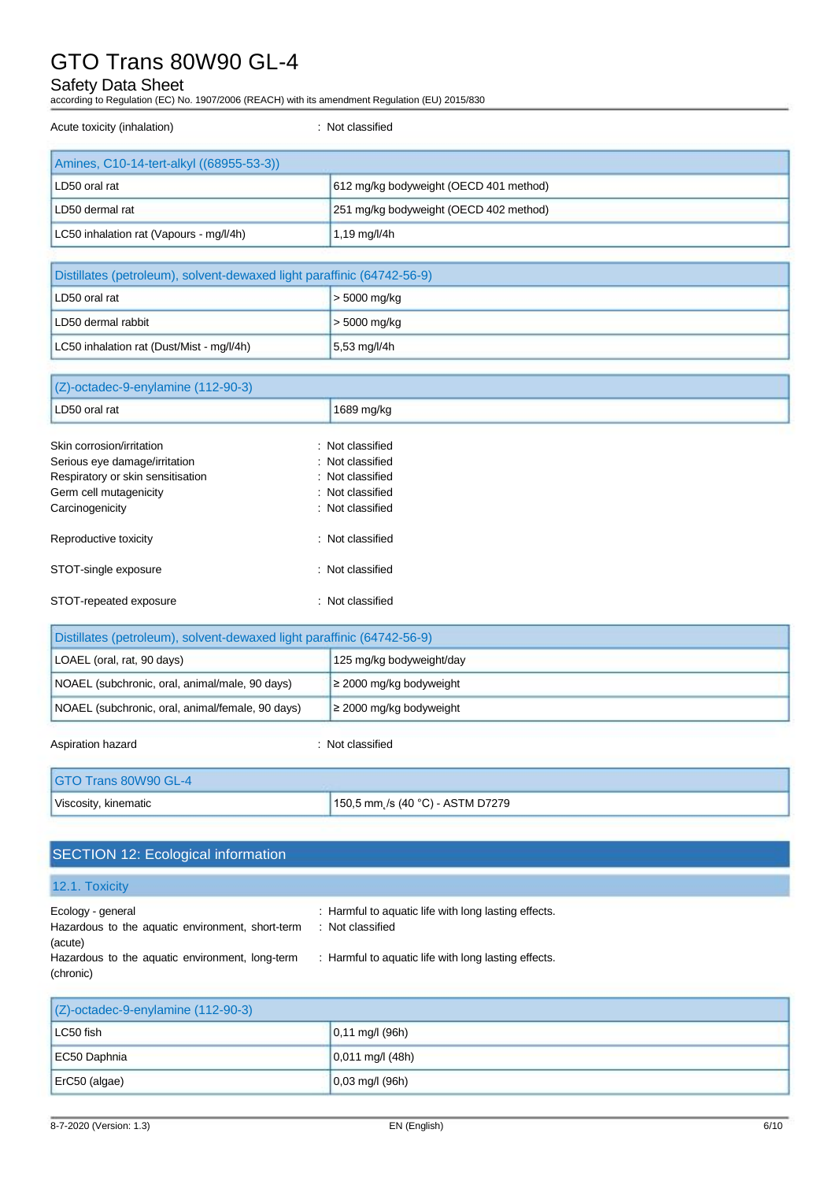Acute toxicity (inhalation) : Not classified

| Amines, C10-14-tert-alkyl ((68955-53-3)) | |
|---|---|
| LD50 oral rat | 612 mg/kg bodyweight (OECD 401 method) |
| LD50 dermal rat | 251 mg/kg bodyweight (OECD 402 method) |
| LC50 inhalation rat (Vapours - mg/l/4h) | 1,19 mg/l/4h |

| Distillates (petroleum), solvent-dewaxed light paraffinic (64742-56-9) | |
|---|---|
| LD50 oral rat | > 5000 mg/kg |
| LD50 dermal rabbit | > 5000 mg/kg |
| LC50 inhalation rat (Dust/Mist - mg/l/4h) | 5,53 mg/l/4h |

| (Z)-octadec-9-enylamine (112-90-3) | |
|---|---|
| LD50 oral rat | 1689 mg/kg |

Skin corrosion/irritation : Not classified
Serious eye damage/irritation : Not classified
Respiratory or skin sensitisation : Not classified
Germ cell mutagenicity : Not classified
Carcinogenicity : Not classified

Reproductive toxicity : Not classified

STOT-single exposure : Not classified

STOT-repeated exposure : Not classified

| Distillates (petroleum), solvent-dewaxed light paraffinic (64742-56-9) | |
|---|---|
| LOAEL (oral, rat, 90 days) | 125 mg/kg bodyweight/day |
| NOAEL (subchronic, oral, animal/male, 90 days) | ≥ 2000 mg/kg bodyweight |
| NOAEL (subchronic, oral, animal/female, 90 days) | ≥ 2000 mg/kg bodyweight |

Aspiration hazard : Not classified

| GTO Trans 80W90 GL-4 | |
|---|---|
| Viscosity, kinematic | 150,5 $mm_2/s$ (40 °C) - ASTM D7279 |

## SECTION 12: Ecological information

### 12.1. Toxicity

Ecology - general : Harmful to aquatic life with long lasting effects.
Hazardous to the aquatic environment, short-term (acute) : Not classified
Hazardous to the aquatic environment, long-term (chronic) : Harmful to aquatic life with long lasting effects.

| (Z)-octadec-9-enylamine (112-90-3) | |
|---|---|
| LC50 fish | 0,11 mg/l (96h) |
| EC50 Daphnia | 0,011 mg/l (48h) |
| ErC50 (algae) | 0,03 mg/l (96h) |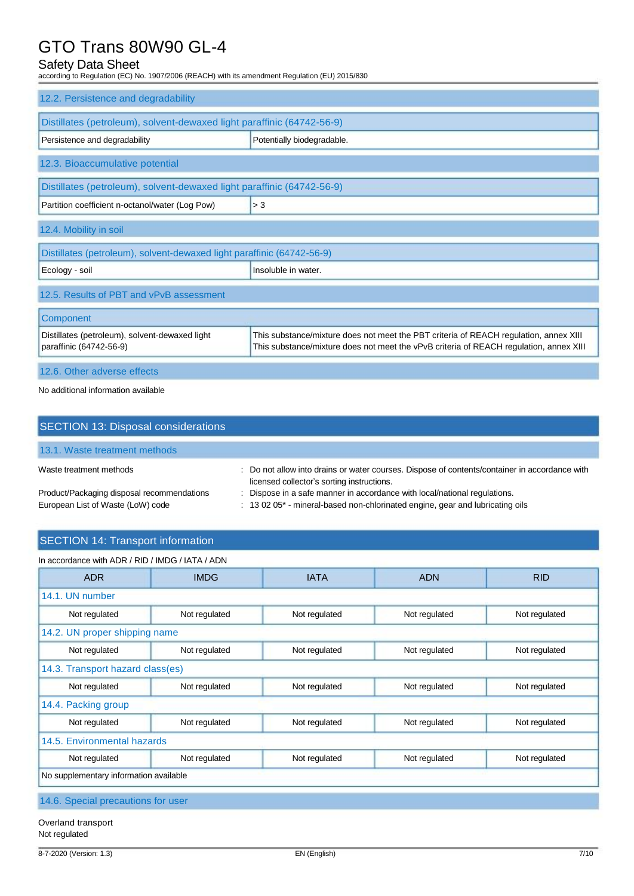### 12.2. Persistence and degradability

| Distillates (petroleum), solvent-dewaxed light paraffinic (64742-56-9) | |
|---|---|
| Persistence and degradability | Potentially biodegradable. |

### 12.3. Bioaccumulative potential

| Distillates (petroleum), solvent-dewaxed light paraffinic (64742-56-9) | |
|---|---|
| Partition coefficient n-octanol/water (Log Pow) | > 3 |

### 12.4. Mobility in soil

| Distillates (petroleum), solvent-dewaxed light paraffinic (64742-56-9) | |
|---|---|
| Ecology - soil | Insoluble in water. |

### 12.5. Results of PBT and vPvB assessment

| Component | |
|---|---|
| Distillates (petroleum), solvent-dewaxed light paraffinic (64742-56-9) | This substance/mixture does not meet the PBT criteria of REACH regulation, annex XIII<br>This substance/mixture does not meet the vPvB criteria of REACH regulation, annex XIII |

### 12.6. Other adverse effects

No additional information available

## SECTION 13: Disposal considerations

### 13.1. Waste treatment methods

Waste treatment methods : Do not allow into drains or water courses. Dispose of contents/container in accordance with licensed collector's sorting instructions.

Product/Packaging disposal recommendations : Dispose in a safe manner in accordance with local/national regulations.

European List of Waste (LoW) code : 13 02 05* - mineral-based non-chlorinated engine, gear and lubricating oils

## SECTION 14: Transport information

In accordance with ADR / RID / IMDG / IATA / ADN

| ADR | IMDG | IATA | ADN | RID |
|---|---|---|---|---|
| **14.1. UN number** | | | | |
| Not regulated | Not regulated | Not regulated | Not regulated | Not regulated |
| **14.2. UN proper shipping name** | | | | |
| Not regulated | Not regulated | Not regulated | Not regulated | Not regulated |
| **14.3. Transport hazard class(es)** | | | | |
| Not regulated | Not regulated | Not regulated | Not regulated | Not regulated |
| **14.4. Packing group** | | | | |
| Not regulated | Not regulated | Not regulated | Not regulated | Not regulated |
| **14.5. Environmental hazards** | | | | |
| Not regulated | Not regulated | Not regulated | Not regulated | Not regulated |
| No supplementary information available | | | | |

### 14.6. Special precautions for user

Overland transport

Not regulated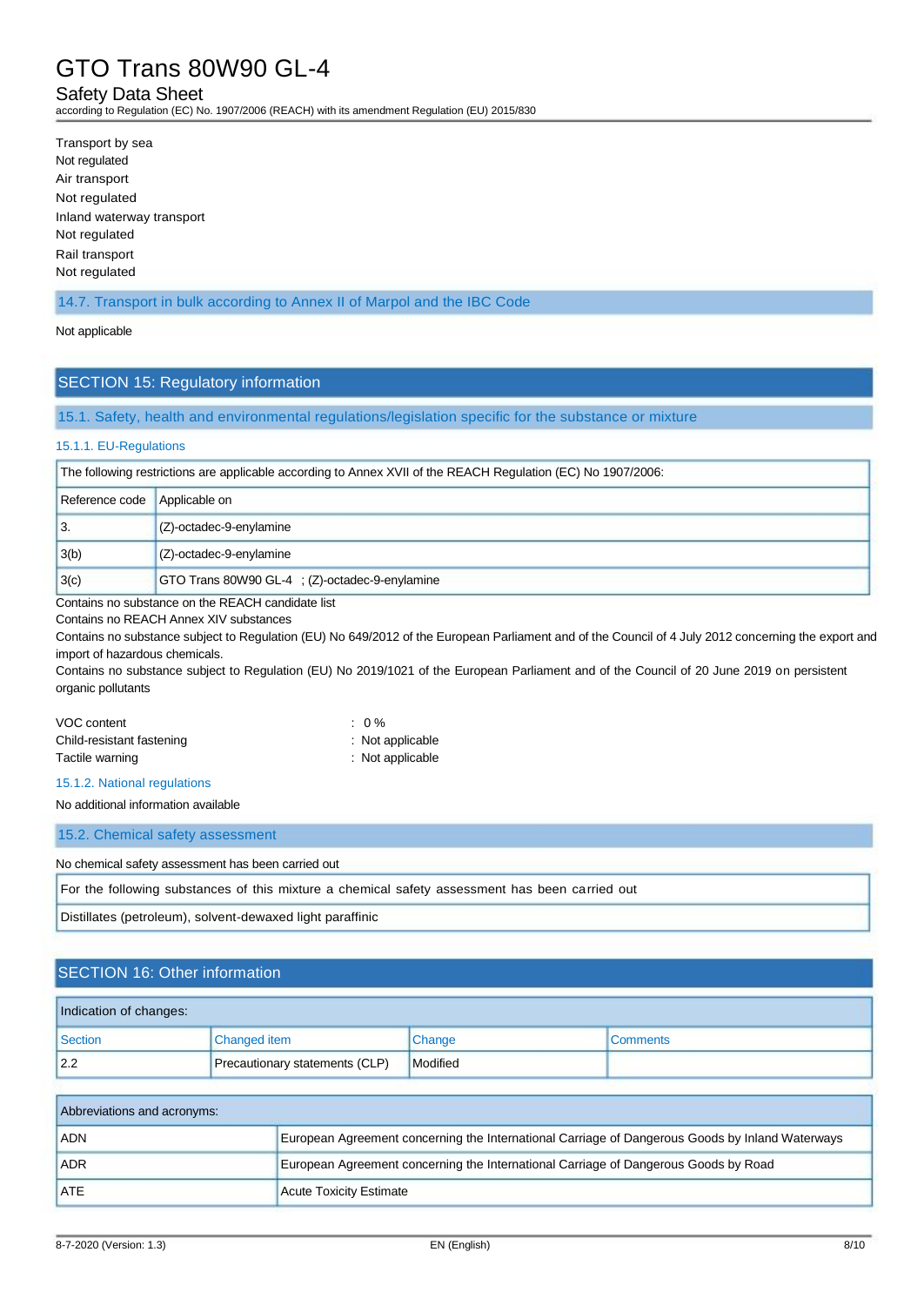Transport by sea

Not regulated

Air transport

Not regulated

Inland waterway transport

Not regulated

Rail transport

Not regulated

### 14.7. Transport in bulk according to Annex II of Marpol and the IBC Code

Not applicable

## SECTION 15: Regulatory information

### 15.1. Safety, health and environmental regulations/legislation specific for the substance or mixture

#### 15.1.1. EU-Regulations

| The following restrictions are applicable according to Annex XVII of the REACH Regulation (EC) No 1907/2006: | |
|---|---|
| Reference code | Applicable on |
| 3. | (Z)-octadec-9-enylamine |
| 3(b) | (Z)-octadec-9-enylamine |
| 3(c) | GTO Trans 80W90 GL-4 ; (Z)-octadec-9-enylamine |

Contains no substance on the REACH candidate list

Contains no REACH Annex XIV substances

Contains no substance subject to Regulation (EU) No 649/2012 of the European Parliament and of the Council of 4 July 2012 concerning the export and import of hazardous chemicals.

Contains no substance subject to Regulation (EU) No 2019/1021 of the European Parliament and of the Council of 20 June 2019 on persistent organic pollutants

VOC content : 0 %

Child-resistant fastening : Not applicable

Tactile warning : Not applicable

#### 15.1.2. National regulations

No additional information available

### 15.2. Chemical safety assessment

No chemical safety assessment has been carried out

| For the following substances of this mixture a chemical safety assessment has been carried out |
|---|
| Distillates (petroleum), solvent-dewaxed light paraffinic |

## SECTION 16: Other information

| Indication of changes: | | | |
|---|---|---|---|
| Section | Changed item | Change | Comments |
| 2.2 | Precautionary statements (CLP) | Modified | |

| Abbreviations and acronyms: | |
|---|---|
| ADN | European Agreement concerning the International Carriage of Dangerous Goods by Inland Waterways |
| ADR | European Agreement concerning the International Carriage of Dangerous Goods by Road |
| ATE | Acute Toxicity Estimate |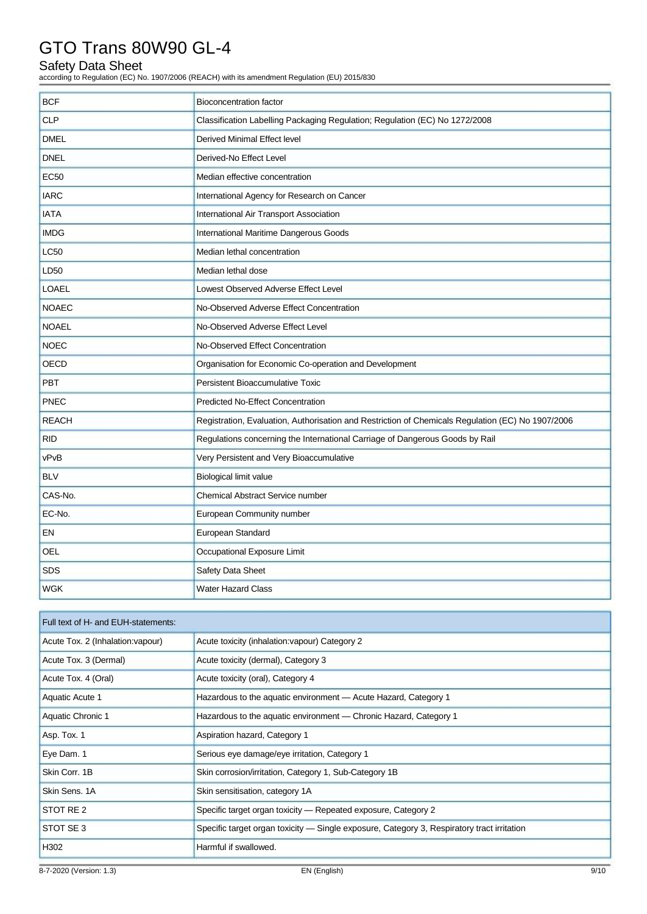| BCF | Bioconcentration factor |
|---|---|
| CLP | Classification Labelling Packaging Regulation; Regulation (EC) No 1272/2008 |
| DMEL | Derived Minimal Effect level |
| DNEL | Derived-No Effect Level |
| EC50 | Median effective concentration |
| IARC | International Agency for Research on Cancer |
| IATA | International Air Transport Association |
| IMDG | International Maritime Dangerous Goods |
| LC50 | Median lethal concentration |
| LD50 | Median lethal dose |
| LOAEL | Lowest Observed Adverse Effect Level |
| NOAEC | No-Observed Adverse Effect Concentration |
| NOAEL | No-Observed Adverse Effect Level |
| NOEC | No-Observed Effect Concentration |
| OECD | Organisation for Economic Co-operation and Development |
| PBT | Persistent Bioaccumulative Toxic |
| PNEC | Predicted No-Effect Concentration |
| REACH | Registration, Evaluation, Authorisation and Restriction of Chemicals Regulation (EC) No 1907/2006 |
| RID | Regulations concerning the International Carriage of Dangerous Goods by Rail |
| vPvB | Very Persistent and Very Bioaccumulative |
| BLV | Biological limit value |
| CAS-No. | Chemical Abstract Service number |
| EC-No. | European Community number |
| EN | European Standard |
| OEL | Occupational Exposure Limit |
| SDS | Safety Data Sheet |
| WGK | Water Hazard Class |

| Full text of H- and EUH-statements: | |
|---|---|
| Acute Tox. 2 (Inhalation:vapour) | Acute toxicity (inhalation:vapour) Category 2 |
| Acute Tox. 3 (Dermal) | Acute toxicity (dermal), Category 3 |
| Acute Tox. 4 (Oral) | Acute toxicity (oral), Category 4 |
| Aquatic Acute 1 | Hazardous to the aquatic environment — Acute Hazard, Category 1 |
| Aquatic Chronic 1 | Hazardous to the aquatic environment — Chronic Hazard, Category 1 |
| Asp. Tox. 1 | Aspiration hazard, Category 1 |
| Eye Dam. 1 | Serious eye damage/eye irritation, Category 1 |
| Skin Corr. 1B | Skin corrosion/irritation, Category 1, Sub-Category 1B |
| Skin Sens. 1A | Skin sensitisation, category 1A |
| STOT RE 2 | Specific target organ toxicity — Repeated exposure, Category 2 |
| STOT SE 3 | Specific target organ toxicity — Single exposure, Category 3, Respiratory tract irritation |
| H302 | Harmful if swallowed. |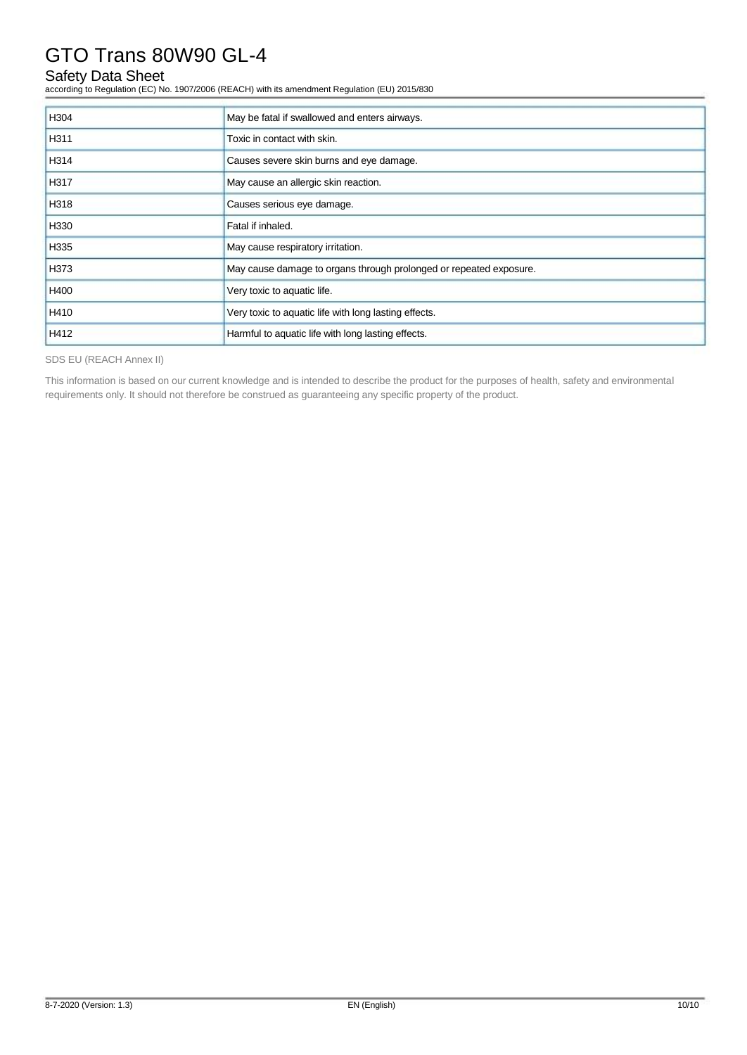| | |
|---|---|
| H304 | May be fatal if swallowed and enters airways. |
| H311 | Toxic in contact with skin. |
| H314 | Causes severe skin burns and eye damage. |
| H317 | May cause an allergic skin reaction. |
| H318 | Causes serious eye damage. |
| H330 | Fatal if inhaled. |
| H335 | May cause respiratory irritation. |
| H373 | May cause damage to organs through prolonged or repeated exposure. |
| H400 | Very toxic to aquatic life. |
| H410 | Very toxic to aquatic life with long lasting effects. |
| H412 | Harmful to aquatic life with long lasting effects. |

SDS EU (REACH Annex II)

This information is based on our current knowledge and is intended to describe the product for the purposes of health, safety and environmental requirements only. It should not therefore be construed as guaranteeing any specific property of the product.